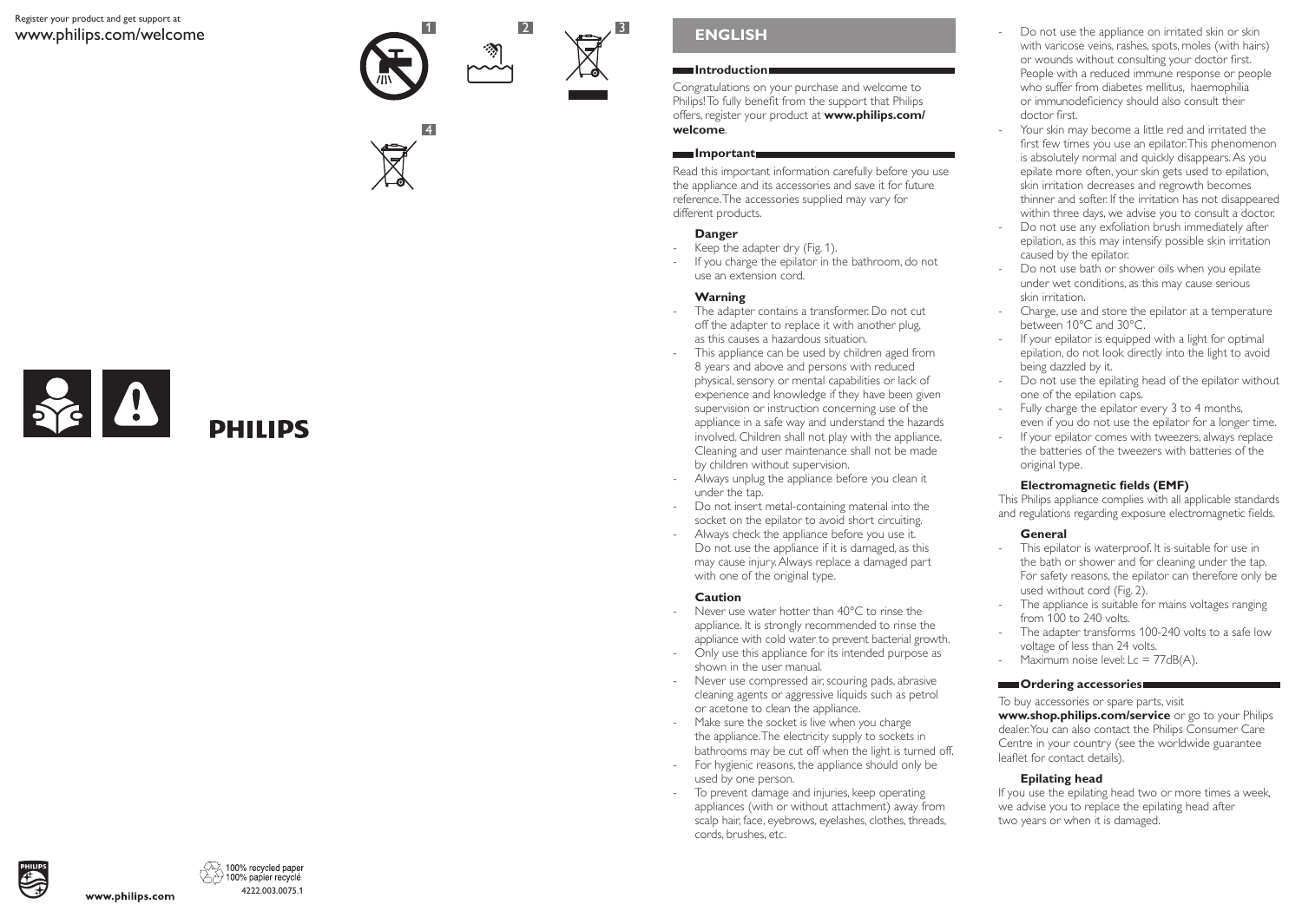Register your product and get support at
www.philips.com/welcome

PHILIPS

# ENGLISH

## Introduction

Congratulations on your purchase and welcome to Philips! To fully benefit from the support that Philips offers, register your product at **www.philips.com/welcome**.

## Important

Read this important information carefully before you use the appliance and its accessories and save it for future reference. The accessories supplied may vary for different products.

### Danger

- Keep the adapter dry (Fig. 1).
- If you charge the epilator in the bathroom, do not use an extension cord.

### Warning

- The adapter contains a transformer. Do not cut off the adapter to replace it with another plug, as this causes a hazardous situation.
- This appliance can be used by children aged from 8 years and above and persons with reduced physical, sensory or mental capabilities or lack of experience and knowledge if they have been given supervision or instruction concerning use of the appliance in a safe way and understand the hazards involved. Children shall not play with the appliance. Cleaning and user maintenance shall not be made by children without supervision.
- Always unplug the appliance before you clean it under the tap.
- Do not insert metal-containing material into the socket on the epilator to avoid short circuiting.
- Always check the appliance before you use it. Do not use the appliance if it is damaged, as this may cause injury. Always replace a damaged part with one of the original type.

### Caution

- Never use water hotter than 40°C to rinse the appliance. It is strongly recommended to rinse the appliance with cold water to prevent bacterial growth.
- Only use this appliance for its intended purpose as shown in the user manual.
- Never use compressed air, scouring pads, abrasive cleaning agents or aggressive liquids such as petrol or acetone to clean the appliance.
- Make sure the socket is live when you charge the appliance. The electricity supply to sockets in bathrooms may be cut off when the light is turned off.
- For hygienic reasons, the appliance should only be used by one person.
- To prevent damage and injuries, keep operating appliances (with or without attachment) away from scalp hair, face, eyebrows, eyelashes, clothes, threads, cords, brushes, etc.
- Do not use the appliance on irritated skin or skin with varicose veins, rashes, spots, moles (with hairs) or wounds without consulting your doctor first. People with a reduced immune response or people who suffer from diabetes mellitus, haemophilia or immunodeficiency should also consult their doctor first.
- Your skin may become a little red and irritated the first few times you use an epilator. This phenomenon is absolutely normal and quickly disappears. As you epilate more often, your skin gets used to epilation, skin irritation decreases and regrowth becomes thinner and softer. If the irritation has not disappeared within three days, we advise you to consult a doctor.
- Do not use any exfoliation brush immediately after epilation, as this may intensify possible skin irritation caused by the epilator.
- Do not use bath or shower oils when you epilate under wet conditions, as this may cause serious skin irritation.
- Charge, use and store the epilator at a temperature between 10°C and 30°C.
- If your epilator is equipped with a light for optimal epilation, do not look directly into the light to avoid being dazzled by it.
- Do not use the epilating head of the epilator without one of the epilation caps.
- Fully charge the epilator every 3 to 4 months, even if you do not use the epilator for a longer time.
- If your epilator comes with tweezers, always replace the batteries of the tweezers with batteries of the original type.

### Electromagnetic fields (EMF)

This Philips appliance complies with all applicable standards and regulations regarding exposure electromagnetic fields.

### General

- This epilator is waterproof. It is suitable for use in the bath or shower and for cleaning under the tap. For safety reasons, the epilator can therefore only be used without cord (Fig. 2).
- The appliance is suitable for mains voltages ranging from 100 to 240 volts.
- The adapter transforms 100-240 volts to a safe low voltage of less than 24 volts.
- Maximum noise level: Lc = 77dB(A).

## Ordering accessories

To buy accessories or spare parts, visit **www.shop.philips.com/service** or go to your Philips dealer. You can also contact the Philips Consumer Care Centre in your country (see the worldwide guarantee leaflet for contact details).

### Epilating head

If you use the epilating head two or more times a week, we advise you to replace the epilating head after two years or when it is damaged.

www.philips.com

100% recycled paper
100% papier recyclé
4222.003.0075.1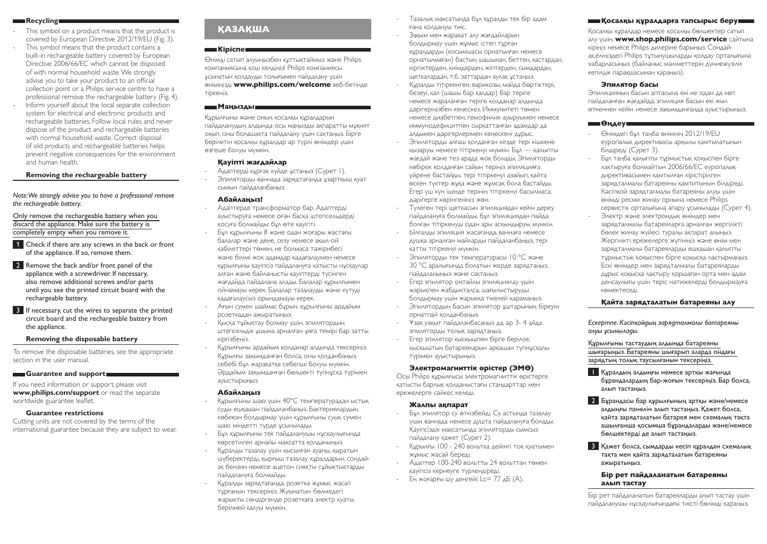## Recycling

- This symbol on a product means that the product is covered by European Directive 2012/19/EU (Fig. 3).
- This symbol means that the product contains a built-in rechargeable battery covered by European Directive 2006/66/EC which cannot be disposed of with normal household waste. We strongly advise you to take your product to an official collection point or a Philips service centre to have a professional remove the rechargeable battery (Fig. 4).
- Inform yourself about the local separate collection system for electrical and electronic products and rechargeable batteries. Follow local rules and never dispose of the product and rechargeable batteries with normal household waste. Correct disposal of old products and rechargeable batteries helps prevent negative consequences for the environment and human health.

### Removing the rechargeable battery

*Note: We strongly advise you to have a professional remove the rechargeable battery.*

Only remove the rechargeable battery when you discard the appliance. Make sure the battery is completely empty when you remove it.

1. Check if there are any screws in the back or front of the appliance. If so, remove them.
2. Remove the back and/or front panel of the appliance with a screwdriver. If necessary, also remove additional screws and/or parts until you see the printed circuit board with the rechargeable battery.
3. If necessary, cut the wires to separate the printed circuit board and the rechargeable battery from the appliance.

### Removing the disposable battery

To remove the disposable batteries, see the appropriate section in the user manual.

## Guarantee and support

If you need information or support, please visit **www.philips.com/support** or read the separate worldwide guarantee leaflet.

### Guarantee restrictions

Cutting units are not covered by the terms of the international guarantee because they are subject to wear.

# ҚАЗАҚША

## Кіріспе

Өнімді сатып алуыңызбен құттықтаймыз және Philips компаниясына қош келдіңіз! Philips компаниясы ұсынатын қолдауды толығымен пайдалану үшін өніміңізді **www.philips.com/welcome** веб-бетінде тіркеңіз.

## Маңызды

Құрылғыны және оның қосалқы құралдарын пайдаланудың алдында осы маңызды ақпаратты мұқият оқып, оны болашақта пайдалану үшін сақтаңыз. Бірге берілетін қосалқы құралдар әр түрлі өнімдер үшін өзгеше болуы мүмкін.

### Қауіпті жағдайлар

- Адаптерді құрғақ күйде ұстаңыз (Сурет 1).
- Эпиляторды ваннада зарядтағанда ұзартқыш қуат сымын пайдаланбаңыз.

### Абайлаңыз!

- Адаптерде трансформатор бар. Адаптерді ауыстыруға немесе оған басқа штепсельдерді қосуға болмайды: бұл өте қауіпті.
- Бұл құрылғыны 8 және одан жоғары жастағы балалар және дене, сезу немесе ақыл-ой қабілеттері төмен, не болмаса тәжірибесі және білімі жоқ адамдар қадағалаумен немесе құрылғыны қауіпсіз пайдалануға қатысты нұсқаулар алған және байланысты қауіптерді түсінген жағдайда пайдалана алады. Балалар құрылғымен ойнамауы керек. Балалар тазалауды және күтуді қадағалаусыз орындамауы керек.
- Ағын сумен шаймас бұрын, құрылғыны әрдайым розеткадан ажыратыңыз.
- Қысқа тұйықтау болмау үшін, эпилятордың штепсельдік ұшына арналған ұяға темір бар затты кіргізбеңіз.
- Құрылғыны әрдайым қолданар алдында тексеріңіз. Құрылғы зақымданған болса, оны қолданбаңыз, себебі бұл жарақатқа себепші болуы мүмкін. Әрдайым зақымданған бөлшекті түпнұсқа түрімен ауыстырыңыз.

### Абайлаңыз

- Құрылғыны шаю үшін 40°C температурадан ыстық суды ешқашан пайдаланбаңыз. Бактериялардың көбеюін болдырмау үшін құрылғыны суық сумен шаю міндетті түрде ұсынылады.
- Бұл құрылғыны тек пайдаланушы нұсқаулығында көрсетілген арнайы мақсатта қолданыңыз.
- Құралды тазалау үшін қысылған ауаны, қыратын шүберектерді, қырғыш тазалау құралдарын, сондай-ақ бензин немесе ацетон сияқты сұйықтықтарды пайдалануға болмайды.
- Құралды зарядтағанда, розетка жұмыс жасап тұрғанын тексеріңіз. Жуынатын бөлмедегі жарықты сөндіргенде розеткаға электр қуаты берілмей қалуы мүмкін.
- Тазалық мақсатында бұл құралды тек бір адам ғана қолдануы тиіс.
- Зақым мен жарақат алу жағдайларын болдырмау үшін жұмыс істеп тұрған құралдарды (қосымшасы орнатылған немесе орнатылмаған) бастың шашынан, беттен, қастардан, кірпіктерден, киімдерден, жіптерден, сымдардан, щеткалардан, т.б. заттардан аулақ ұстаңыз.
- Құралды тітіркенген, варикозы, майда бөртіктері, безеуі, қал (шашы бар қалдар) бар теріге немесе жараланған теріге қолданар алдында дәрігеріңізбен кеңесіңіз. Иммунитеті төмен немесе диабетпен, гемофилия ауыруымен немесе иммунодефициттен сырқаттанған адамдар да алдымен дәрігерлерімен кеңескені дұрыс.
- Эпиляторды алғаш қолданған кезде тері кішкене қызаруы немесе тітіркенуі мүмкін. Бұл — қалыпты жағдай және тез арада жоқ болады. Эпиляторды көбірек қолданған сайын теріңіз эпиляцияға үйрене бастайды, тері тітіркенуі азайып, қайта өскен түктер жұқа және жұмсақ бола бастайды. Егер үш күн ішінде терінің тітіркенуі басылмаса, дәрігерге көрінгеніңіз жөн.
- Түлеген тері щеткасын эпиляциядан кейін дереу пайдалануға болмайды, бұл эпиляциядан пайда болған тітіркенуді одан ары асқындыруы мүмкін.
- Ылғалды эпиляция жасағанда, ваннаға немесе душқа арналған майларды пайдаланбаңыз, тері қатты тітіркенуі мүмкін.
- Эпиляторды тек температурасы 10 °C және 30 °C аралығында болатын жерде зарядтаңыз, пайдаланыңыз және сақтаңыз.
- Егер эпилятор оңтайлы эпиляциялау үшін жарықпен жабдықталса, шағылыстыруды болдырмау үшін жарыққа тікелей қарамаңыз.
- Эпилятордың басын эпилятор ұштарының біреуін орнатпай қолданбаңыз.
- Ұзақ уақыт пайдаланбасаңыз да, әр 3- 4 айда эпиляторды толық зарядтаңыз.
- Егер эпилятор қысқышпен бірге берілсе, қысқыштың батареяларын әрқашан түпнұсқалы түрімен ауыстырыңыз.

### Электромагниттік өрістер (ЭМӨ)

Осы Philips құрылғысы электромагниттік өрістерге қатысты барлық қолданыстағы стандарттар мен ережелерге сәйкес келеді.

### Жалпы ақпарат

- Бұл эпилятор су өткізбейді. Су астында тазалау үшін ваннада немесе душта пайдалануға болады. Қауіпсіздік мақсатында эпиляторды сымсыз пайдалану қажет (Сурет 2).
- Құрылғы 100 - 240 вольтқа дейінгі ток қуатымен жұмыс жасай береді.
- Адаптер 100-240 вольтты 24 вольттан төмен қауіпсіз кернеуге түрлендіреді.
- Ең жоғарғы шу деңгейі: Lc= 77 дБ (А).

## Қосалқы құралдарға тапсырыс беру

Қосалқы құралдар немесе қосалқы бөлшектер сатып алу үшін, **www.shop.philips.com/service** сайтына кіріңіз немесе Philips дилеріне барыңыз. Сондай-ақ, еліңіздегі Philips тұтынушыларды қолдау орталығына хабарласыңыз (байланыс мәліметтерін дүниежүзілік кепілдік парақшасынан қараңыз).

### Эпилятор басы

Эпиляцияның басын аптасына екі не одан да көп пайдаланған жағдайда, эпиляция басын екі жыл өткеннен кейін немесе зақымданғанда ауыстырыңыз.

## Өңдеу

- Өнімдегі бұл таңба өнімнің 2012/19/EU еуропалық директивасы арқылы қамтылатынын білдіреді (Сурет 3).
- Бұл таңба қалыпты тұрмыстық қоқыспен бірге лақтыруға болмайтын 2006/66/EC еуропалық директивасымен қамтылған кірістірілген зарядталмалы батареяны қамтитынын білдіреді. Кәсіпқой зарядталмалы батареяны алуы үшін өнімді ресми жинау орнына немесе Philips сервистік орталығына апару ұсынылады (Сурет 4).
- Электр және электрондық өнімдер мен зарядталмалы батареяларға арналған жергілікті бөлек жинау жүйесі туралы ақпарат алыңыз. Жергілікті ережелерге жүгініңіз және өнім мен зарядталмалы батареяларды ешқашан қалыпты тұрмыстық қоқыспен бірге қоқысқа лақтырмаңыз. Ескі өнімдер мен зарядталмалы батареяларды дұрыс қоқысқа лақтыру қоршаған орта мен адам денсаулығы үшін теріс нәтижелерді болдырмауға көмектеседі.

### Қайта зарядталатын батареяны алу

*Ескертпе. Кәсіпқойдың зарядталмалы батареяны алуы ұсынылады.*

Құрылғыны тастаудың алдында батареяны шығарыңыз. Батареяны шығарып алуда ондағы зарядтың толық таусылғанын тексеріңіз.

1. Құралдың алдыңғы немесе артқы жағында бұрандалардың бар-жоғын тексеріңіз. Бар болса, алып тастаңыз.
2. Бұрандасы бар құрылғының артқы және/немесе алдыңғы панелін алып тастаңыз. Қажет болса, қайта зарядталатын батарея мен схемалық тақта ашылғанша қосымша бұрандаларды және/немесе бөлшектерді де алып тастаңыз.
3. Қажет болса, сымдарды кесіп құралдан схемалық тақта мен қайта зарядталатын батареяны ажыратыңыз.

### Бір рет пайдаланатын батареяны алып тастау

Бір рет пайдаланатын батареяларды алып тастау үшін пайдаланушы нұсқаулығындағы тиісті бөлімді қараңыз.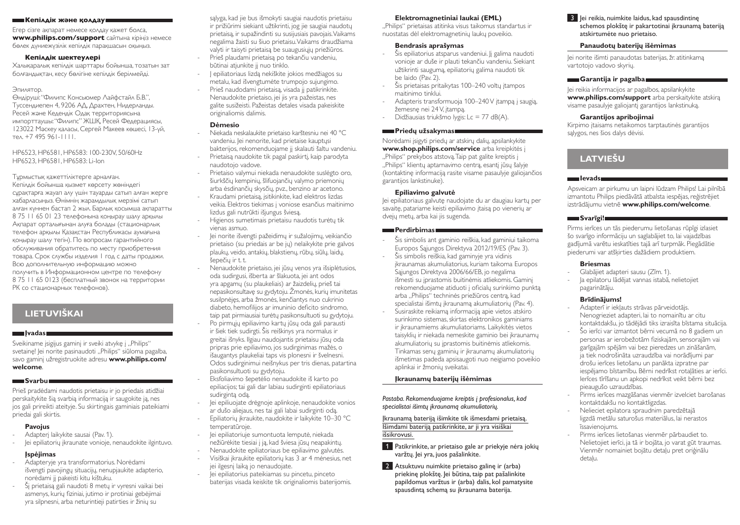## Кепілдік және қолдау

Егер сізге ақпарат немесе қолдау қажет болса, **www.philips.com/support** сайтына кіріңіз немесе бөлек дүниежүзілік кепілдік парақшасын оқыңыз.

### Кепілдік шектеулері

Халықаралық кепілдік шарттары бойынша, тозатын зат болғандықтан, кесу бөлігіне кепілдік берілмейді.

Эпилятор.

Өндіруші: "Филипс Консьюмер Лайфстайл Б.В.", Туссендиепен 4, 9206 АД, Драхтен, Нидерланды. Ресей және Кеденік Одақ территориясына импорттаушы: "Филипс" ЖШҚ, Ресей Федерациясы, 123022 Мәскеу қаласы, Сергей Макеев көшесі, 13-үй, тел. +7 495 961-1111.

HP6523, HP6581, HP6583: 100-230V, 50/60Hz
HP6523, HP6581, HP6583: Li-Ion

Тұрмыстық қажеттіліктерге арналған.
Кепілдік бойынша қызмет көрсету жөніндегі сұрақтарға жауап алу үшін тауарды сатып алған жерге хабарласыңыз. Өнімнің жарамдылық мерзімі сатып алған күннен бастап 2 жыл. Барлық қосымша ақпаратты 8 75 11 65 01 23 телефонына қоңырау шалу арқылы Ақпарат орталығынан алуға болады (стационарлық телефон арқылы Қазақстан Республикасы аумағына қоңырау шалу тегін). По вопросам гарантийного обслуживания обратитесь по месту приобретения товара. Срок службы изделия 1 год с даты продажи. Всю дополнительную информацию можно получить в Информационном центре по телефону 8 75 11 65 0123 (бесплатный звонок на территории РК со стационарных телефонов).

# LIETUVIŠKAI

## Įvadas

Sveikiname įsigijus gaminį ir sveiki atvykę į „Philips" svetainę! Jei norite pasinaudoti „Philips" siūloma pagalba, savo gaminį užregistruokite adresu **www.philips.com/welcome**.

## Svarbu

Prieš pradėdami naudotis prietaisu ir jo priedais atidžiai perskaitykite šią svarbią informaciją ir saugokite ją, nes jos gali prireikti ateityje. Su skirtingais gaminiais pateikiami priedai gali skirtis.

### Pavojus

- Adapterį laikykite sausai (Pav. 1).
- Jei epiliatorių įkraunate vonioje, nenaudokite ilgintuvo.

### Įspėjimas

- Adapteryje yra transformatorius. Norėdami išvengti pavojingų situacijų, nenupjaukite adapterio, norėdami jį pakeisti kitu kištuku.
- Šį prietaisą gali naudoti 8 metų ir vyresni vaikai bei asmenys, kurių fiziniai, jutimo ir protiniai gebėjimai yra silpnesni, arba neturintieji patirties ir žinių su sąlyga, kad jie bus išmokyti saugiai naudotis prietaisu ir prižiūrimi siekiant užtikrinti, jog jie saugiai naudotų prietaisą, ir supažindinti su susijusiais pavojais. Vaikams negalima žaisti su šiuo prietaisu. Vaikams draudžiama valyti ir taisyti prietaisą be suaugusiųjų priežiūros.
- Prieš plaudami prietaisą po tekančiu vandeniu, būtinai atjunkite jį nuo tinklo.
- Į epiliatoriaus lizdą nekiškite jokios medžiagos su metalu, kad išvengtumėte trumpojo sujungimo.
- Prieš naudodami prietaisą, visada jį patikrinkite. Nenaudokite prietaiso, jei jis yra pažeistas, nes galite susižeisti. Pažeistas detales visada pakeiskite originaliomis dalimis.

### Dėmesio

- Niekada neskalaukite prietaiso karštesniu nei 40 °C vandeniu. Jei nenorite, kad prietaise kauptųsi bakterijos, rekomenduojame jį skalauti šaltu vandeniu.
- Prietaisą naudokite tik pagal paskirtį, kaip parodyta naudotojo vadove.
- Prietaiso valymui niekada nenaudokite suslėgto oro, šiurkščių kempinių, šlifuojančių valymo priemonių arba ėsdinančių skysčių, pvz., benzino ar acetono.
- Kraudami prietaisą, įsitikinkite, kad elektros lizdas veikia. Elektros tiekimas į voniose esančius maitinimo lizdus gali nutrūkti išjungus šviesą.
- Higienos sumetimais prietaisu naudotis turėtų tik vienas asmuo.
- Jei norite išvengti pažeidimų ir sužalojimų, veikiančio prietaiso (su priedais ar be jų) nelaikykite prie galvos plaukų, veido, antakių, blakstienų, rūbų, siūlų, laidų, šepečių ir t. t.
- Nenaudokite prietaiso, jei jūsų venos yra išsiplėtusios, oda sudirgusi, išberta ar šlakuota, jei ant odos yra apgamų (su plaukeliais) ar žaizdelių, prieš tai nepasikonsultavę su gydytoju. Žmonės, kurių imunitetas susilpnėjęs, arba žmonės, kenčiantys nuo cukrinio diabeto, hemofilijos ar imuninio deficito sindromo, taip pat pirmiausiai turėtų pasikonsultuoti su gydytoju.
- Po pirmųjų epiliavimo kartų jūsų oda gali parausti ir šiek tiek sudirgti. Šis reiškinys yra normalus ir greitai išnyks. Ilgiau naudojantis prietaisu jūsų oda pripras prie epiliavimo, jos sudirginimas mažės, o išaugantys plaukeliai taps vis plonesni ir švelnesni. Odos sudirginimui neišnykus per tris dienas, patartina pasikonsultuoti su gydytoju.
- Eksfoliavimo šepetėlio nenaudokite iš karto po epiliacijos; tai gali dar labiau sudirginti epiliatoriaus sudirgintą odą.
- Jei epiliuojate drėgnoje aplinkoje, nenaudokite vonios ar dušo aliejaus, nes tai gali labai sudirginti odą.
- Epiliatorių įkraukite, naudokite ir laikykite 10–30 °C temperatūroje.
- Jei epiliatoriuje sumontuota lemputė, niekada nežiūrėkite tiesiai į ją, kad šviesa jūsų neapakintų.
- Nenaudokite epiliatoriaus be epiliavimo galvutės.
- Visiškai įkraukite epiliatorių kas 3 ar 4 mėnesius, net jei ilgesnį laiką jo nenaudojate.
- Jei epiliatorius pateikiamas su pincetu, pinceto baterijas visada keiskite tik originaliomis baterijomis.

### Elektromagnetiniai laukai (EML)

„Philips" prietaisas atitinka visus taikomus standartus ir nuostatas dėl elektromagnetinių laukų poveikio.

### Bendrasis aprašymas

- Šis epiliatorius atsparus vandeniui. Jį galima naudoti vonioje ar duše ir plauti tekančiu vandeniu. Siekiant užtikrinti saugumą, epiliatorių galima naudoti tik be laido (Pav. 2).
- Šis prietaisas pritaikytas 100–240 voltų įtampos maitinimo tinklui.
- Adapteris transformuoja 100–240 V įtampą į saugią, žemesnę nei 24 V, įtampą.
- Didžiausias triukšmo lygis: Lc = 77 dB(A).

## Priedų užsakymas

Norėdami įsigyti priedų ar atskirų dalių, apsilankykite **www.shop.philips.com/service** arba kreipkitės į „Philips" prekybos atstovą. Taip pat galite kreiptis į „Philips" klientų aptarnavimo centrą, esantį jūsų šalyje (kontaktinę informaciją rasite visame pasaulyje galiojančios garantijos lankstinuke).

### Epiliavimo galvutė

Jei epiliatoriaus galvutę naudojate du ar daugiau kartų per savaitę, patariame keisti epiliavimo įtaisą po vienerių ar dvejų metų, arba kai jis sugenda.

## Perdirbimas

- Šis simbolis ant gaminio reiškia, kad gaminiui taikoma Europos Sąjungos Direktyva 2012/19/ES (Pav. 3).
- Šis simbolis reiškia, kad gaminyje yra vidinis įkraunamas akumuliatorius, kuriam taikoma Europos Sąjungos Direktyva 2006/66/EB, jo negalima išmesti su įprastomis buitinėmis atliekomis. Gaminį rekomenduojame atiduoti į oficialų surinkimo punktą arba „Philips" techninės priežiūros centrą, kad specialistai išimtų įkraunamą akumuliatorių (Pav. 4).
- Susiraskite reikiamą informaciją apie vietos atskiro surinkimo sistemas, skirtas elektronikos gaminiams ir įkraunamiems akumuliatoriams. Laikykitės vietos taisyklių ir niekada nemeskite gaminio bei įkraunamų akumuliatorių su įprastomis buitinėmis atliekomis. Tinkamas senų gaminių ir įkraunamų akumuliatorių išmetimas padeda apsaugoti nuo neigiamo poveikio aplinkai ir žmonių sveikatai.

### Įkraunamų baterijų išėmimas

*Pastaba. Rekomenduojame kreiptis į profesionalus, kad specialistai išimtų įkraunamą akumuliatorių.*

Įkraunamą bateriją išimkite tik išmesdami prietaisą. Išimdami bateriją patikrinkite, ar ji yra visiškai išsikrovusi.

1. Patikrinkite, ar prietaiso gale ar priekyje nėra jokių varžtų. Jei yra, juos pašalinkite.
2. Atsuktuvu nuimkite prietaiso galinę ir (arba) priekinę plokštę. Jei būtina, taip pat pašalinkite papildomus varžtus ir (arba) dalis, kol pamatysite spausdintą schemą su įkraunama baterija.
3. Jei reikia, nuimkite laidus, kad spausdintinę schemos plokštę ir pakartotinai įkraunamą bateriją atskirtumėte nuo prietaiso.

### Panaudotų baterijų išėmimas

Jei norite išimti panaudotas baterijas, žr. atitinkamą vartotojo vadovo skyrių.

## Garantija ir pagalba

Jei reikia informacijos ar pagalbos, apsilankykite **www.philips.com/support** arba perskaitykite atskirą visame pasaulyje galiojantį garantijos lankstinuką.

### Garantijos apribojimai

Kirpimo įtaisams netaikomos tarptautinės garantijos sąlygos, nes šios dalys dėvisi.

# LATVIEŠU

## Ievads

Apsveicam ar pirkumu un laipni lūdzam Philips! Lai pilnībā izmantotu Philips piedāvātā atbalsta iespējas, reģistrējiet izstrādājumu vietnē **www.philips.com/welcome**.

## Svarīgi!

Pirms ierīces un tās piederumu lietošanas rūpīgi izlasiet šo svarīgo informāciju un saglabājiet to, lai vajadzības gadījumā varētu ieskatīties tajā arī turpmāk. Piegādātie piederumi var atšķirties dažādiem produktiem.

### Briesmas

- Glabājiet adapteri sausu (Zīm. 1).
- Ja epilatoru lādējat vannas istabā, nelietojiet pagarinātāju.

### Brīdinājums!

- Adapterī ir iekļauts strāvas pārveidotājs. Nenogrieziet adapteri, lai to nomainītu ar citu kontaktdakšu, jo tādējādi tiks izraisīta bīstama situācija.
- Šo ierīci var izmantot bērni vecumā no 8 gadiem un personas ar ierobežotām fiziskajām, sensorajām vai garīgajām spējām vai bez pieredzes un zināšanām, ja tiek nodrošināta uzraudzība vai norādījumi par drošu ierīces lietošanu un panākta izpratne par iespējamo bīstamību. Bērni nedrīkst rotaļāties ar ierīci. Ierīces tīrīšanu un apkopi nedrīkst veikt bērni bez pieaugušo uzraudzības.
- Pirms ierīces mazgāšanas vienmēr izvelciet barošanas kontaktdakšu no kontaktligzdas.
- Nelieciet epilatora spraudnim paredzētajā ligzdā metālu saturošus materiālus, lai nerastos īssavienojums.
- Pirms ierīces lietošanas vienmēr pārbaudiet to. Nelietojiet ierīci, ja tā ir bojāta, jo varat gūt traumas. Vienmēr nomainiet bojātu detaļu pret oriģinālu detaļu.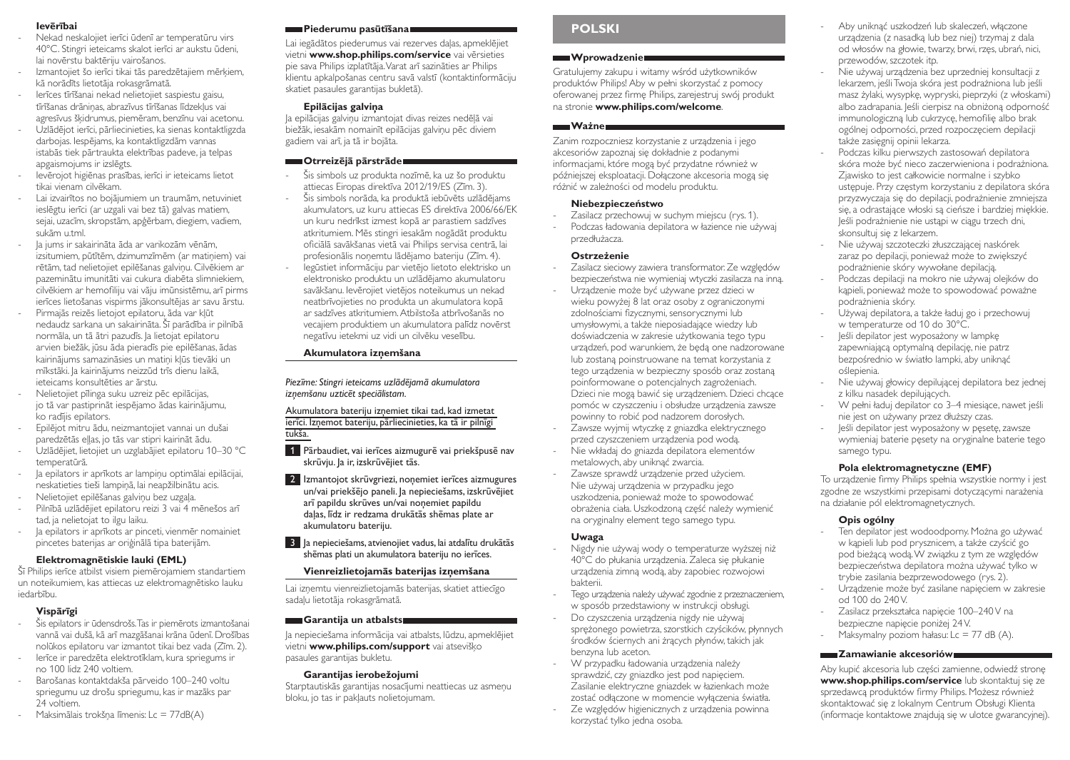#### Ievērībai

- Nekad neskalojiet ierīci ūdenī ar temperatūru virs 40°C. Stingri ieteicams skalot ierīci ar aukstu ūdeni, lai novērstu baktēriju vairošanos.
- Izmantojiet šo ierīci tikai tās paredzētajiem mērķiem, kā norādīts lietotāja rokasgrāmatā.
- Ierīces tīrīšanai nekad nelietojiet saspiestu gaisu, tīrīšanas drāniņas, abrazīvus tīrīšanas līdzekļus vai agresīvus šķidrumus, piemēram, benzīnu vai acetonu.
- Uzlādējot ierīci, pārliecinieties, ka sienas kontaktligzda darbojas. Iespējams, ka kontaktligzdām vannas istabās tiek pārtraukta elektrības padeve, ja telpas apgaismojums ir izslēgts.
- Ievērojot higiēnas prasības, ierīci ir ieteicams lietot tikai vienam cilvēkam.
- Lai izvairītos no bojājumiem un traumām, netuviniet ieslēgtu ierīci (ar uzgali vai bez tā) galvas matiem, sejai, uzacīm, skropstām, apģērbam, diegiem, vadiem, sukām u.tml.
- Ja jums ir sakairināta āda ar varikozām vēnām, izsitumiem, pūtītēm, dzimumzīmēm (ar matiņiem) vai rētām, tad nelietojiet epilēšanas galviņu. Cilvēkiem ar pazeminātu imunitāti vai cukura diabēta slimniekiem, cilvēkiem ar hemofiliju vai vāju imūnsistēmu, arī pirms ierīces lietošanas vispirms jākonsultējas ar savu ārstu.
- Pirmajās reizēs lietojot epilatoru, āda var kļūt nedaudz sarkana un sakairināta. Šī parādība ir pilnībā normāla, un tā ātri pazudīs. Ja lietojat epilatoru arvien biežāk, jūsu āda pieradīs pie epilēšanas, ādas kairinājums samazināsies un matiņi kļūs tievāki un mīkstāki. Ja kairinājums neizzūd trīs dienu laikā, ieteicams konsultēties ar ārstu.
- Nelietojiet pīlinga suku uzreiz pēc epilācijas, jo tā var pastiprināt iespējamo ādas kairinājumu, ko radījis epilators.
- Epilējot mitru ādu, neizmantojiet vannai un dušai paredzētās eļļas, jo tās var stipri kairināt ādu.
- Uzlādējiet, lietojiet un uzglabājiet epilatoru 10–30 °C temperatūrā.
- Ja epilators ir aprīkots ar lampiņu optimālai epilācijai, neskatieties tieši lampiņā, lai neapžilbinātu acis.
- Nelietojiet epilēšanas galviņu bez uzgaļa.
- Pilnībā uzlādējiet epilatoru reizi 3 vai 4 mēnešos arī tad, ja nelietojat to ilgu laiku.
- Ja epilators ir aprīkots ar pinceti, vienmēr nomainiet pincetes baterijas ar oriģinālā tipa baterijām.

#### Elektromagnētiskie lauki (EML)

Šī Philips ierīce atbilst visiem piemērojamiem standartiem un noteikumiem, kas attiecas uz elektromagnētisko lauku iedarbību.

#### Vispārīgi

- Šis epilators ir ūdensdrošs. Tas ir piemērots izmantošanai vannā vai dušā, kā arī mazgāšanai krāna ūdenī. Drošības nolūkos epilatoru var izmantot tikai bez vada (Zīm. 2).
- Ierīce ir paredzēta elektrotīklam, kura spriegums ir no 100 līdz 240 voltiem.
- Barošanas kontaktdakša pārveido 100–240 voltu spriegumu uz drošu spriegumu, kas ir mazāks par 24 voltiem.
- Maksimālais trokšņa līmenis: Lc = 77dB(A)

### Piederumu pasūtīšana

Lai iegādātos piederumus vai rezerves daļas, apmeklējiet vietni **www.shop.philips.com/service** vai vērsieties pie sava Philips izplatītāja. Varat arī sazināties ar Philips klientu apkalpošanas centru savā valstī (kontaktinformāciju skatiet pasaules garantijas bukletā).

#### Epilācijas galviņa

Ja epilācijas galviņu izmantojat divas reizes nedēļā vai biežāk, iesakām nomainīt epilācijas galviņu pēc diviem gadiem vai arī, ja tā ir bojāta.

### Otreizējā pārstrāde

- Šis simbols uz produkta nozīmē, ka uz šo produktu attiecas Eiropas direktīva 2012/19/ES (Zīm. 3).
- Šis simbols norāda, ka produktā iebūvēts uzlādējams akumulators, uz kuru attiecas ES direktīva 2006/66/EK un kuru nedrīkst izmest kopā ar parastiem sadzīves atkritumiem. Mēs stingri iesakām nogādāt produktu oficiālā savākšanas vietā vai Philips servisa centrā, lai profesionālis noņemtu lādējamo bateriju (Zīm. 4).
- Iegūstiet informāciju par vietējo lietoto elektrisko un elektronisko produktu un uzlādējamo akumulatoru savākšanu. Ievērojiet vietējos noteikumus un nekad neatbrīvojieties no produkta un akumulatora kopā ar sadzīves atkritumiem. Atbilstoša atbrīvošanās no vecajiem produktiem un akumulatora palīdz novērst negatīvu ietekmi uz vidi un cilvēku veselību.

#### Akumulatora izņemšana

*Piezīme: Stingri ieteicams uzlādējamā akumulatora izņemšanu uzticēt speciālistam.*

Akumulatora bateriju izņemiet tikai tad, kad izmetat ierīci. Izņemot bateriju, pārliecinieties, ka tā ir pilnīgi tukša.

1. Pārbaudiet, vai ierīces aizmugurē vai priekšpusē nav skrūvju. Ja ir, izskrūvējiet tās.
2. Izmantojot skrūvgriezi, noņemiet ierīces aizmugures un/vai priekšējo paneli. Ja nepieciešams, izskrūvējiet arī papildu skrūves un/vai noņemiet papildu daļas, līdz ir redzama drukātās shēmas plate ar akumulatoru bateriju.
3. Ja nepieciešams, atvienojiet vadus, lai atdalītu drukātās shēmas plati un akumulatora bateriju no ierīces.

#### Vienreizlietojamās baterijas izņemšana

Lai izņemtu vienreizlietojamās baterijas, skatiet attiecīgo sadaļu lietotāja rokasgrāmatā.

### Garantija un atbalsts

Ja nepieciešama informācija vai atbalsts, lūdzu, apmeklējiet vietni **www.philips.com/support** vai atsevišķo pasaules garantijas bukletu.

#### Garantijas ierobežojumi

Starptautiskās garantijas nosacījumi neattiecas uz asmeņu bloku, jo tas ir pakļauts nolietojumam.

## POLSKI

### Wprowadzenie

Gratulujemy zakupu i witamy wśród użytkowników produktów Philips! Aby w pełni skorzystać z pomocy oferowanej przez firmę Philips, zarejestruj swój produkt na stronie **www.philips.com/welcome**.

### Ważne

Zanim rozpoczniesz korzystanie z urządzenia i jego akcesoriów zapoznaj się dokładnie z podanymi informacjami, które mogą być przydatne również w późniejszej eksploatacji. Dołączone akcesoria mogą się różnić w zależności od modelu produktu.

#### Niebezpieczeństwo

- Zasilacz przechowuj w suchym miejscu (rys. 1).
- Podczas ładowania depilatora w łazience nie używaj przedłużacza.

#### Ostrzeżenie

- Zasilacz sieciowy zawiera transformator. Ze względów bezpieczeństwa nie wymieniaj wtyczki zasilacza na inną.
- Urządzenie może być używane przez dzieci w wieku powyżej 8 lat oraz osoby z ograniczonymi zdolnościami fizycznymi, sensorycznymi lub umysłowymi, a także nieposiadające wiedzy lub doświadczenia w zakresie użytkowania tego typu urządzeń, pod warunkiem, że będą one nadzorowane lub zostaną poinstruowane na temat korzystania z tego urządzenia w bezpieczny sposób oraz zostaną poinformowane o potencjalnych zagrożeniach. Dzieci nie mogą bawić się urządzeniem. Dzieci chcące pomóc w czyszczeniu i obsłudze urządzenia zawsze powinny to robić pod nadzorem dorosłych.
- Zawsze wyjmij wtyczkę z gniazdka elektrycznego przed czyszczeniem urządzenia pod wodą.
- Nie wkładaj do gniazda depilatora elementów metalowych, aby uniknąć zwarcia.
- Zawsze sprawdź urządzenie przed użyciem. Nie używaj urządzenia w przypadku jego uszkodzenia, ponieważ może to spowodować obrażenia ciała. Uszkodzoną część należy wymienić na oryginalny element tego samego typu.

#### Uwaga

- Nigdy nie używaj wody o temperaturze wyższej niż 40°C do płukania urządzenia. Zaleca się płukanie urządzenia zimną wodą, aby zapobiec rozwojowi bakterii.
- Tego urządzenia należy używać zgodnie z przeznaczeniem, w sposób przedstawiony w instrukcji obsługi.
- Do czyszczenia urządzenia nigdy nie używaj sprężonego powietrza, szorstkich czyścików, płynnych środków ściernych ani żrących płynów, takich jak benzyna lub aceton.
- W przypadku ładowania urządzenia należy sprawdzić, czy gniazdko jest pod napięciem. Zasilanie elektryczne gniazdek w łazienkach może zostać odłączone w momencie wyłączenia światła.
- Ze względów higienicznych z urządzenia powinna korzystać tylko jedna osoba.
- Aby uniknąć uszkodzeń lub skaleczeń, włączone urządzenia (z nasadką lub bez niej) trzymaj z dala od włosów na głowie, twarzy, brwi, rzęs, ubrań, nici, przewodów, szczotek itp.
- Nie używaj urządzenia bez uprzedniej konsultacji z lekarzem, jeśli Twoja skóra jest podrażniona lub jeśli masz żylaki, wysypkę, wypryski, pieprzyki (z włoskami) albo zadrapania. Jeśli cierpisz na obniżoną odporność immunologiczną lub cukrzycę, hemofilię albo brak ogólnej odporności, przed rozpoczęciem depilacji także zasięgnij opinii lekarza.
- Podczas kilku pierwszych zastosowań depilatora skóra może być nieco zaczerwieniona i podrażniona. Zjawisko to jest całkowicie normalne i szybko ustępuje. Przy częstym korzystaniu z depilatora skóra przyzwyczaja się do depilacji, podrażnienie zmniejsza się, a odrastające włoski są cieńsze i bardziej miękkie. Jeśli podrażnienie nie ustąpi w ciągu trzech dni, skonsultuj się z lekarzem.
- Nie używaj szczoteczki złuszczającej naskórek zaraz po depilacji, ponieważ może to zwiększyć podrażnienie skóry wywołane depilacją.
- Podczas depilacji na mokro nie używaj olejków do kąpieli, ponieważ może to spowodować poważne podrażnienia skóry.
- Używaj depilatora, a także ładuj go i przechowuj w temperaturze od 10 do 30°C.
- Jeśli depilator jest wyposażony w lampkę zapewniającą optymalną depilację, nie patrz bezpośrednio w światło lampki, aby uniknąć oślepienia.
- Nie używaj głowicy depilującej depilatora bez jednej z kilku nasadek depilujących.
- W pełni ładuj depilator co 3–4 miesiące, nawet jeśli nie jest on używany przez dłuższy czas.
- Jeśli depilator jest wyposażony w pęsetę, zawsze wymieniaj baterie pęsety na oryginalne baterie tego samego typu.

#### Pola elektromagnetyczne (EMF)

To urządzenie firmy Philips spełnia wszystkie normy i jest zgodne ze wszystkimi przepisami dotyczącymi narażenia na działanie pól elektromagnetycznych.

#### Opis ogólny

- Ten depilator jest wodoodporny. Można go używać w kąpieli lub pod prysznicem, a także czyścić go pod bieżącą wodą. W związku z tym ze względów bezpieczeństwa depilatora można używać tylko w trybie zasilania bezprzewodowego (rys. 2).
- Urządzenie może być zasilane napięciem w zakresie od 100 do 240 V.
- Zasilacz przekształca napięcie 100–240 V na bezpieczne napięcie poniżej 24 V.
- Maksymalny poziom hałasu: Lc = 77 dB (A).

### Zamawianie akcesoriów

Aby kupić akcesoria lub części zamienne, odwiedź stronę **www.shop.philips.com/service** lub skontaktuj się ze sprzedawcą produktów firmy Philips. Możesz również skontaktować się z lokalnym Centrum Obsługi Klienta (informacje kontaktowe znajdują się w ulotce gwarancyjnej).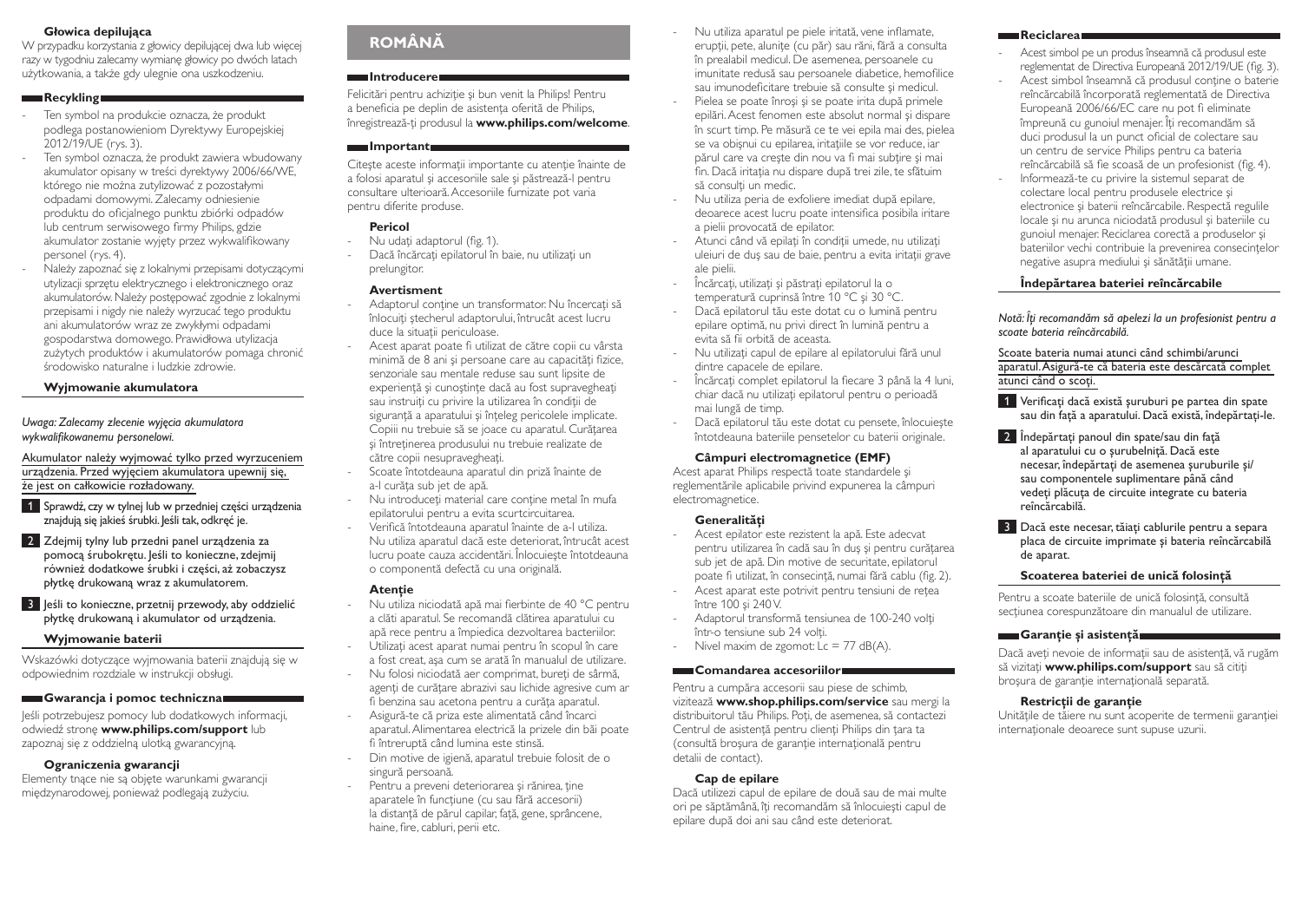### Głowica depilująca

W przypadku korzystania z głowicy depilującej dwa lub więcej razy w tygodniu zalecamy wymianę głowicy po dwóch latach użytkowania, a także gdy ulegnie ona uszkodzeniu.

## Recykling

- Ten symbol na produkcie oznacza, że produkt podlega postanowieniom Dyrektywy Europejskiej 2012/19/UE (rys. 3).
- Ten symbol oznacza, że produkt zawiera wbudowany akumulator opisany w treści dyrektywy 2006/66/WE, którego nie można zutylizować z pozostałymi odpadami domowymi. Zalecamy odniesienie produktu do oficjalnego punktu zbiórki odpadów lub centrum serwisowego firmy Philips, gdzie akumulator zostanie wyjęty przez wykwalifikowany personel (rys. 4).
- Należy zapoznać się z lokalnymi przepisami dotyczącymi utylizacji sprzętu elektrycznego i elektronicznego oraz akumulatorów. Należy postępować zgodnie z lokalnymi przepisami i nigdy nie należy wyrzucać tego produktu ani akumulatorów wraz ze zwykłymi odpadami gospodarstwa domowego. Prawidłowa utylizacja zużytych produktów i akumulatorów pomaga chronić środowisko naturalne i ludzkie zdrowie.

### Wyjmowanie akumulatora

*Uwaga: Zalecamy zlecenie wyjęcia akumulatora wykwalifikowanemu personelowi.*

Akumulator należy wyjmować tylko przed wyrzuceniem urządzenia. Przed wyjęciem akumulatora upewnij się, że jest on całkowicie rozładowany.

1. Sprawdź, czy w tylnej lub w przedniej części urządzenia znajdują się jakieś śrubki. Jeśli tak, odkręć je.
2. Zdejmij tylny lub przedni panel urządzenia za pomocą śrubokrętu. Jeśli to konieczne, zdejmij również dodatkowe śrubki i części, aż zobaczysz płytkę drukowaną wraz z akumulatorem.
3. Jeśli to konieczne, przetnij przewody, aby oddzielić płytkę drukowaną i akumulator od urządzenia.

### Wyjmowanie baterii

Wskazówki dotyczące wyjmowania baterii znajdują się w odpowiednim rozdziale w instrukcji obsługi.

## Gwarancja i pomoc techniczna

Jeśli potrzebujesz pomocy lub dodatkowych informacji, odwiedź stronę **www.philips.com/support** lub zapoznaj się z oddzielną ulotką gwarancyjną.

### Ograniczenia gwarancji

Elementy tnące nie są objęte warunkami gwarancji międzynarodowej, ponieważ podlegają zużyciu.

# ROMÂNĂ

## Introducere

Felicitări pentru achiziţie şi bun venit la Philips! Pentru a beneficia pe deplin de asistenţa oferită de Philips, înregistrează-ţi produsul la **www.philips.com/welcome**.

## Important

Citeşte aceste informaţii importante cu atenţie înainte de a folosi aparatul şi accesoriile sale şi păstrează-l pentru consultare ulterioară. Accesoriile furnizate pot varia pentru diferite produse.

### Pericol

- Nu udaţi adaptorul (fig. 1).
- Dacă încărcaţi epilatorul în baie, nu utilizaţi un prelungitor.

### Avertisment

- Adaptorul conţine un transformator. Nu încercaţi să înlocuiţi ştecherul adaptorului, întrucât acest lucru duce la situaţii periculoase.
- Acest aparat poate fi utilizat de către copii cu vârsta minimă de 8 ani şi persoane care au capacităţi fizice, senzoriale sau mentale reduse sau sunt lipsite de experienţă şi cunoştinţe dacă au fost supravegheaţi sau instruiţi cu privire la utilizarea în condiţii de siguranţă a aparatului şi înţeleg pericolele implicate. Copiii nu trebuie să se joace cu aparatul. Curăţarea şi întreţinerea produsului nu trebuie realizate de către copii nesupravegheaţi.
- Scoate întotdeauna aparatul din priză înainte de a-l curăţa sub jet de apă.
- Nu introduceţi material care conţine metal în mufa epilatorului pentru a evita scurtcircuitarea.
- Verifică întotdeauna aparatul înainte de a-l utiliza. Nu utiliza aparatul dacă este deteriorat, întrucât acest lucru poate cauza accidentări. Înlocuieşte întotdeauna o componentă defectă cu una originală.

### Atenţie

- Nu utiliza niciodată apă mai fierbinte de 40 °C pentru a clăti aparatul. Se recomandă clătirea aparatului cu apă rece pentru a împiedica dezvoltarea bacteriilor.
- Utilizaţi acest aparat numai pentru în scopul în care a fost creat, aşa cum se arată în manualul de utilizare.
- Nu folosi niciodată aer comprimat, bureţi de sârmă, agenţi de curăţare abrazivi sau lichide agresive cum ar fi benzina sau acetona pentru a curăţa aparatul.
- Asigură-te că priza este alimentată când încarci aparatul. Alimentarea electrică la prizele din băi poate fi întreruptă când lumina este stinsă.
- Din motive de igienă, aparatul trebuie folosit de o singură persoană.
- Pentru a preveni deteriorarea şi rănirea, ţine aparatele în funcţiune (cu sau fără accesorii) la distanţă de părul capilar, faţă, gene, sprâncene, haine, fire, cabluri, perii etc.
- Nu utiliza aparatul pe piele iritată, vene inflamate, erupţii, pete, aluniţe (cu păr) sau răni, fără a consulta în prealabil medicul. De asemenea, persoanele cu imunitate redusă sau persoanele diabetice, hemofilice sau imunodeficitare trebuie să consulte şi medicul.
- Pielea se poate înroşi şi se poate irita după primele epilări. Acest fenomen este absolut normal şi dispare în scurt timp. Pe măsură ce te vei epila mai des, pielea se va obişnui cu epilarea, iritaţiile se vor reduce, iar părul care va creşte din nou va fi mai subţire şi mai fin. Dacă iritaţia nu dispare după trei zile, te sfătuim să consulţi un medic.
- Nu utiliza peria de exfoliere imediat după epilare, deoarece acest lucru poate intensifica posibila iritare a pielii provocată de epilator.
- Atunci când vă epilaţi în condiţii umede, nu utilizaţi uleiuri de duş sau de baie, pentru a evita iritaţii grave ale pielii.
- Încărcaţi, utilizaţi şi păstraţi epilatorul la o temperatură cuprinsă între 10 °C şi 30 °C.
- Dacă epilatorul tău este dotat cu o lumină pentru epilare optimă, nu privi direct în lumină pentru a evita să fii orbită de aceasta.
- Nu utilizaţi capul de epilare al epilatorului fără unul dintre capacele de epilare.
- Încărcaţi complet epilatorul la fiecare 3 până la 4 luni, chiar dacă nu utilizaţi epilatorul pentru o perioadă mai lungă de timp.
- Dacă epilatorul tău este dotat cu pensete, înlocuieşte întotdeauna bateriile pensetelor cu baterii originale.

### Câmpuri electromagnetice (EMF)

Acest aparat Philips respectă toate standardele şi reglementările aplicabile privind expunerea la câmpuri electromagnetice.

### Generalităţi

- Acest epilator este rezistent la apă. Este adecvat pentru utilizarea în cadă sau în duş şi pentru curăţarea sub jet de apă. Din motive de securitate, epilatorul poate fi utilizat, în consecinţă, numai fără cablu (fig. 2).
- Acest aparat este potrivit pentru tensiuni de reţea între 100 şi 240 V.
- Adaptorul transformă tensiunea de 100-240 volţi într-o tensiune sub 24 volţi.
- Nivel maxim de zgomot: Lc = 77 dB(A).

## Comandarea accesoriilor

Pentru a cumpăra accesorii sau piese de schimb, vizitează **www.shop.philips.com/service** sau mergi la distribuitorul tău Philips. Poţi, de asemenea, să contactezi Centrul de asistenţă pentru clienţi Philips din ţara ta (consultă broşura de garanţie internaţională pentru detalii de contact).

### Cap de epilare

Dacă utilizezi capul de epilare de două sau de mai multe ori pe săptămână, îţi recomandăm să înlocuieşti capul de epilare după doi ani sau când este deteriorat.

## Reciclarea

- Acest simbol pe un produs înseamnă că produsul este reglementat de Directiva Europeană 2012/19/UE (fig. 3).
- Acest simbol înseamnă că produsul conţine o baterie reîncărcabilă încorporată reglementată de Directiva Europeană 2006/66/EC care nu pot fi eliminate împreună cu gunoiul menajer. Îţi recomandăm să duci produsul la un punct oficial de colectare sau un centru de service Philips pentru ca bateria reîncărcabilă să fie scoasă de un profesionist (fig. 4).
- Informează-te cu privire la sistemul separat de colectare local pentru produsele electrice şi electronice şi baterii reîncărcabile. Respectă regulile locale şi nu arunca niciodată produsul şi bateriile cu gunoiul menajer. Reciclarea corectă a produselor şi bateriilor vechi contribuie la prevenirea consecinţelor negative asupra mediului şi sănătăţii umane.

### Îndepărtarea bateriei reîncărcabile

*Notă: Îţi recomandăm să apelezi la un profesionist pentru a scoate bateria reîncărcabilă.*

Scoate bateria numai atunci când schimbi/arunci aparatul. Asigură-te că bateria este descărcată complet atunci când o scoţi.

1. Verificaţi dacă există şuruburi pe partea din spate sau din faţă a aparatului. Dacă există, îndepărtaţi-le.
2. Îndepărtaţi panoul din spate/sau din faţă al aparatului cu o şurubelniţă. Dacă este necesar, îndepărtaţi de asemenea şuruburile şi/sau componentele suplimentare până când vedeţi plăcuţa de circuite integrate cu bateria reîncărcabilă.
3. Dacă este necesar, tăiaţi cablurile pentru a separa placa de circuite imprimate şi bateria reîncărcabilă de aparat.

### Scoaterea bateriei de unică folosinţă

Pentru a scoate bateriile de unică folosinţă, consultă secţiunea corespunzătoare din manualul de utilizare.

## Garanţie şi asistenţă

Dacă aveţi nevoie de informaţii sau de asistenţă, vă rugăm să vizitaţi **www.philips.com/support** sau să citiţi broşura de garanţie internaţională separată.

### Restricţii de garanţie

Unităţile de tăiere nu sunt acoperite de termenii garanţiei internaţionale deoarece sunt supuse uzurii.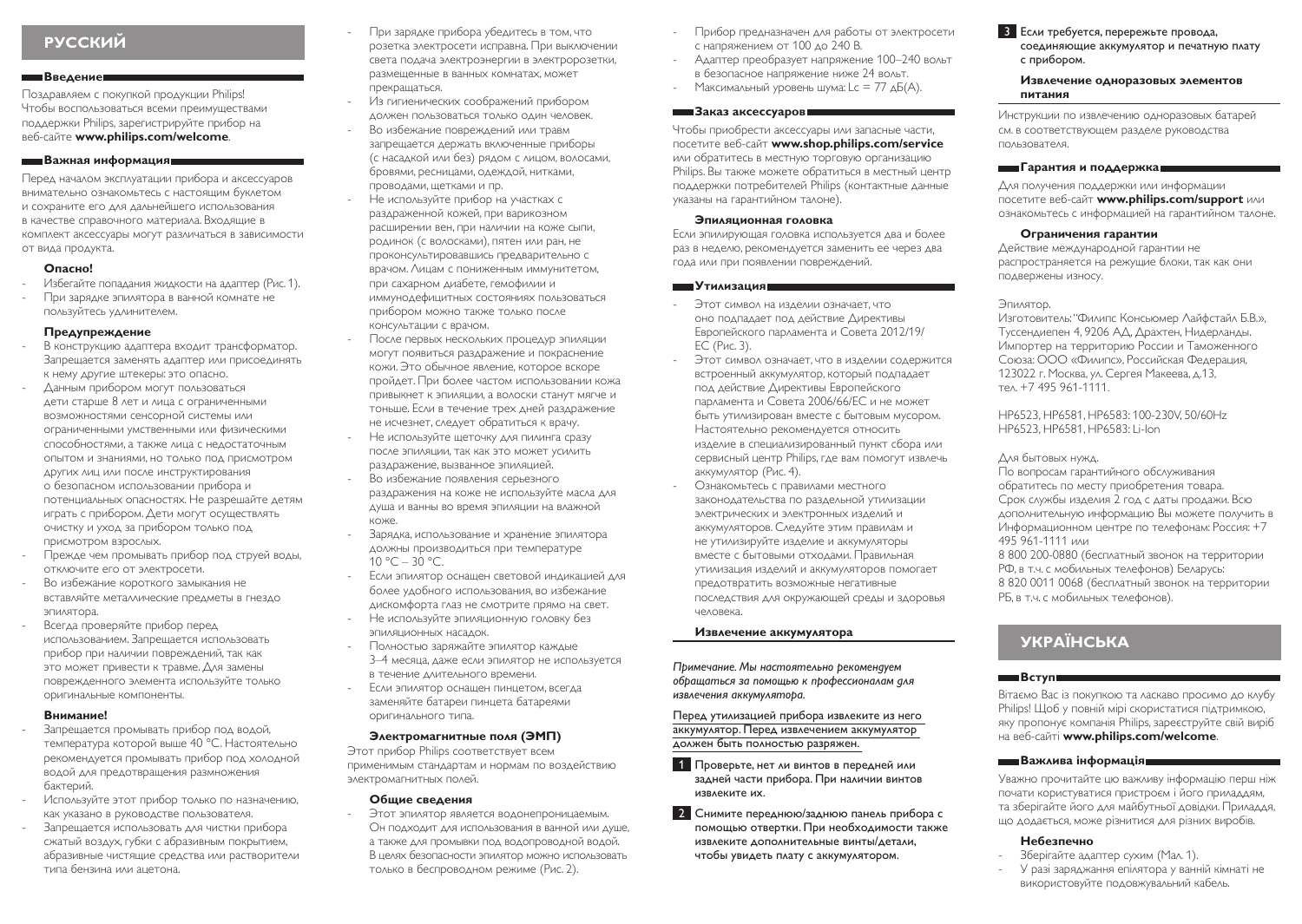## РУССКИЙ

### Введение

Поздравляем с покупкой продукции Philips! Чтобы воспользоваться всеми преимуществами поддержки Philips, зарегистрируйте прибор на веб-сайте **www.philips.com/welcome**.

### Важная информация

Перед началом эксплуатации прибора и аксессуаров внимательно ознакомьтесь с настоящим буклетом и сохраните его для дальнейшего использования в качестве справочного материала. Входящие в комплект аксессуары могут различаться в зависимости от вида продукта.

#### Опасно!

- Избегайте попадания жидкости на адаптер (Рис. 1).
- При зарядке эпилятора в ванной комнате не пользуйтесь удлинителем.

#### Предупреждение

- В конструкцию адаптера входит трансформатор. Запрещается заменять адаптер или присоединять к нему другие штекеры: это опасно.
- Данным прибором могут пользоваться дети старше 8 лет и лица с ограниченными возможностями сенсорной системы или ограниченными умственными или физическими способностями, а также лица с недостаточным опытом и знаниями, но только под присмотром других лиц или после инструктирования о безопасном использовании прибора и потенциальных опасностях. Не разрешайте детям играть с прибором. Дети могут осуществлять очистку и уход за прибором только под присмотром взрослых.
- Прежде чем промывать прибор под струей воды, отключите его от электросети.
- Во избежание короткого замыкания не вставляйте металлические предметы в гнездо эпилятора.
- Всегда проверяйте прибор перед использованием. Запрещается использовать прибор при наличии повреждений, так как это может привести к травме. Для замены поврежденного элемента используйте только оригинальные компоненты.

#### Внимание!

- Запрещается промывать прибор под водой, температура которой выше 40 °C. Настоятельно рекомендуется промывать прибор под холодной водой для предотвращения размножения бактерий.
- Используйте этот прибор только по назначению, как указано в руководстве пользователя.
- Запрещается использовать для чистки прибора сжатый воздух, губки с абразивным покрытием, абразивные чистящие средства или растворители типа бензина или ацетона.
- При зарядке прибора убедитесь в том, что розетка электросети исправна. При выключении света подача электроэнергии в электророзетки, размещенные в ванных комнатах, может прекращаться.
- Из гигиенических соображений прибором должен пользоваться только один человек.
- Во избежание повреждений или травм запрещается держать включенные приборы (с насадкой или без) рядом с лицом, волосами, бровями, ресницами, одеждой, нитками, проводами, щетками и пр.
- Не используйте прибор на участках с раздраженной кожей, при варикозном расширении вен, при наличии на коже сыпи, родинок (с волосками), пятен или ран, не проконсультировавшись предварительно с врачом. Лицам с пониженным иммунитетом, при сахарном диабете, гемофилии и иммунодефицитных состояниях пользоваться прибором можно также только после консультации с врачом.
- После первых нескольких процедур эпиляции могут появиться раздражение и покраснение кожи. Это обычное явление, которое вскоре пройдет. При более частом использовании кожа привыкнет к эпиляции, а волоски станут мягче и тоньше. Если в течение трех дней раздражение не исчезнет, следует обратиться к врачу.
- Не используйте щеточку для пилинга сразу после эпиляции, так как это может усилить раздражение, вызванное эпиляцией.
- Во избежание появления серьезного раздражения на коже не используйте масла для душа и ванны во время эпиляции на влажной коже.
- Зарядка, использование и хранение эпилятора должны производиться при температуре 10 °C – 30 °C.
- Если эпилятор оснащен световой индикацией для более удобного использования, во избежание дискомфорта глаз не смотрите прямо на свет.
- Не используйте эпиляционную головку без эпиляционных насадок.
- Полностью заряжайте эпилятор каждые 3–4 месяца, даже если эпилятор не используется в течение длительного времени.
- Если эпилятор оснащен пинцетом, всегда заменяйте батареи пинцета батареями оригинального типа.

#### Электромагнитные поля (ЭМП)

Этот прибор Philips соответствует всем применимым стандартам и нормам по воздействию электромагнитных полей.

#### Общие сведения

- Этот эпилятор является водонепроницаемым. Он подходит для использования в ванной или душе, а также для промывки под водопроводной водой. В целях безопасности эпилятор можно использовать только в беспроводном режиме (Рис. 2).
- Прибор предназначен для работы от электросети с напряжением от 100 до 240 В.
- Адаптер преобразует напряжение 100–240 вольт в безопасное напряжение ниже 24 вольт.
- Максимальный уровень шума: Lc = 77 дБ(А).

### Заказ аксессуаров

Чтобы приобрести аксессуары или запасные части, посетите веб-сайт **www.shop.philips.com/service** или обратитесь в местную торговую организацию Philips. Вы также можете обратиться в местный центр поддержки потребителей Philips (контактные данные указаны на гарантийном талоне).

#### Эпиляционная головка

Если эпилирующая головка используется два и более раз в неделю, рекомендуется заменить ее через два года или при появлении повреждений.

### Утилизация

- Этот символ на изделии означает, что оно подпадает под действие Директивы Европейского парламента и Совета 2012/19/ЕС (Рис. 3).
- Этот символ означает, что в изделии содержится встроенный аккумулятор, который подпадает под действие Директивы Европейского парламента и Совета 2006/66/ЕС и не может быть утилизирован вместе с бытовым мусором. Настоятельно рекомендуется относить изделие в специализированный пункт сбора или сервисный центр Philips, где вам помогут извлечь аккумулятор (Рис. 4).
- Ознакомьтесь с правилами местного законодательства по раздельной утилизации электрических и электронных изделий и аккумуляторов. Следуйте этим правилам и не утилизируйте изделие и аккумуляторы вместе с бытовыми отходами. Правильная утилизация изделий и аккумуляторов помогает предотвратить возможные негативные последствия для окружающей среды и здоровья человека.

#### Извлечение аккумулятора

*Примечание. Мы настоятельно рекомендуем обращаться за помощью к профессионалам для извлечения аккумулятора.*

Перед утилизацией прибора извлеките из него аккумулятор. Перед извлечением аккумулятор должен быть полностью разряжен.

1. **Проверьте, нет ли винтов в передней или задней части прибора. При наличии винтов извлеките их.**
2. **Снимите переднюю/заднюю панель прибора с помощью отвертки. При необходимости также извлеките дополнительные винты/детали, чтобы увидеть плату с аккумулятором.**
3. **Если требуется, перережьте провода, соединяющие аккумулятор и печатную плату с прибором.**

#### Извлечение одноразовых элементов питания

Инструкции по извлечению одноразовых батарей см. в соответствующем разделе руководства пользователя.

### Гарантия и поддержка

Для получения поддержки или информации посетите веб-сайт **www.philips.com/support** или ознакомьтесь с информацией на гарантийном талоне.

#### Ограничения гарантии

Действие международной гарантии не распространяется на режущие блоки, так как они подвержены износу.

Эпилятор.
Изготовитель: "Филипс Консьюмер Лайфстайл Б.В.», Туссендиепен 4, 9206 АД, Драхтен, Нидерланды.
Импортер на территорию России и Таможенного Союза: ООО «Филипс», Российская Федерация, 123022 г. Москва, ул. Сергея Макеева, д.13, тел. +7 495 961-1111.

HP6523, HP6581, HP6583: 100-230V, 50/60Hz
HP6523, HP6581, HP6583: Li-Ion

Для бытовых нужд.
По вопросам гарантийного обслуживания обратитесь по месту приобретения товара.
Срок службы изделия 2 год с даты продажи. Всю дополнительную информацию Вы можете получить в Информационном центре по телефонам: Россия: +7 495 961-1111 или
8 800 200-0880 (бесплатный звонок на территории РФ, в т.ч. с мобильных телефонов) Беларусь:
8 820 0011 0068 (бесплатный звонок на территории РБ, в т.ч. с мобильных телефонов).

## УКРАЇНСЬКА

### Вступ

Вітаємо Вас із покупкою та ласкаво просимо до клубу Philips! Щоб у повній мірі скористатися підтримкою, яку пропонує компанія Philips, зареєструйте свій виріб на веб-сайті **www.philips.com/welcome**.

### Важлива інформація

Уважно прочитайте цю важливу інформацію перш ніж почати користуватися пристроєм і його приладдям, та зберігайте його для майбутньої довідки. Приладдя, що додається, може різнитися для різних виробів.

#### Небезпечно

- Зберігайте адаптер сухим (Мал. 1).
- У разі заряджання епілятора у ванній кімнаті не використовуйте подовжувальний кабель.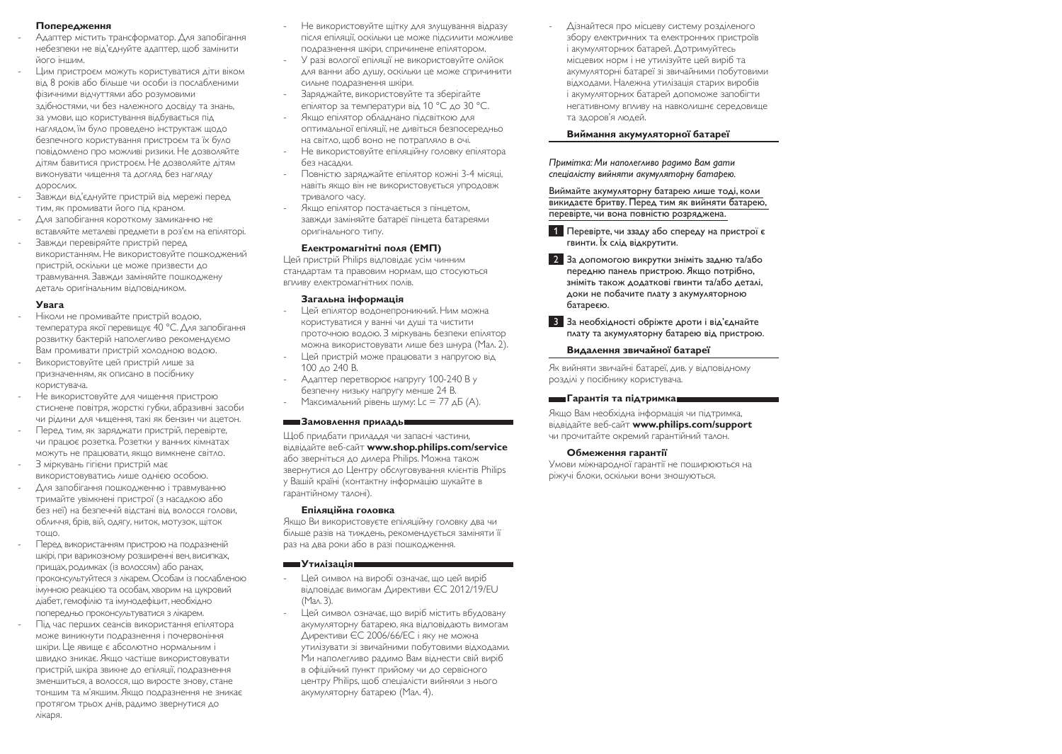#### Попередження

- Адаптер містить трансформатор. Для запобігання небезпеки не від'єднуйте адаптер, щоб замінити його іншим.
- Цим пристроєм можуть користуватися діти віком від 8 років або більше чи особи із послабленими фізичними відчуттями або розумовими здібностями, чи без належного досвіду та знань, за умови, що користування відбувається під наглядом, їм було проведено інструктаж щодо безпечного користування пристроєм та їх було повідомлено про можливі ризики. Не дозволяйте дітям бавитися пристроєм. Не дозволяйте дітям виконувати чищення та догляд без нагляду дорослих.
- Завжди від'єднуйте пристрій від мережі перед тим, як промивати його під краном.
- Для запобігання короткому замиканню не вставляйте металеві предмети в роз'єм на епіляторі.
- Завжди перевіряйте пристрій перед використанням. Не використовуйте пошкоджений пристрій, оскільки це може призвести до травмування. Завжди заміняйте пошкоджену деталь оригінальним відповідником.

#### Увага

- Ніколи не промивайте пристрій водою, температура якої перевищує 40 °C. Для запобігання розвитку бактерій наполегливо рекомендуємо Вам промивати пристрій холодною водою.
- Використовуйте цей пристрій лише за призначенням, як описано в посібнику користувача.
- Не використовуйте для чищення пристрою стиснене повітря, жорсткі губки, абразивні засоби чи рідини для чищення, такі як бензин чи ацетон.
- Перед тим, як заряджати пристрій, перевірте, чи працює розетка. Розетки у ванних кімнатах можуть не працювати, якщо вимкнене світло.
- З міркувань гігієни пристрій має використовуватись лише однією особою.
- Для запобігання пошкодженню і травмуванню тримайте увімкнені пристрої (з насадкою або без неї) на безпечній відстані від волосся голови, обличчя, брів, вій, одягу, ниток, мотузок, щіток тощо.
- Перед використанням пристрою на подразненій шкірі, при варикозному розширенні вен, висипках, прищах, родимках (із волоссям) або ранах, проконсультуйтеся з лікарем. Особам із послабленою імунною реакцією та особам, хворим на цукровий діабет, гемофілію та імунодефіцит, необхідно попередньо проконсультуватися з лікарем.
- Під час перших сеансів використання епілятора може виникнути подразнення і почервоніння шкіри. Це явище є абсолютно нормальним і швидко зникає. Якщо частіше використовувати пристрій, шкіра звикне до епіляції, подразнення зменшиться, а волосся, що виросте знову, стане тоншим та м'якшим. Якщо подразнення не зникає протягом трьох днів, радимо звернутися до лікаря.
- Не використовуйте щітку для злущування відразу після епіляції, оскільки це може підсилити можливе подразнення шкіри, спричинене епілятором.
- У разі вологої епіляції не використовуйте олійок для ванни або душу, оскільки це може спричинити сильне подразнення шкіри.
- Заряджайте, використовуйте та зберігайте епілятор за температури від 10 °C до 30 °C.
- Якщо епілятор обладнано підсвіткою для оптимальної епіляції, не дивіться безпосередньо на світло, щоб воно не потрапляло в очі.
- Не використовуйте епіляційну головку епілятора без насадки.
- Повністю заряджайте епілятор кожні 3-4 місяці, навіть якщо він не використовується упродовж тривалого часу.
- Якщо епілятор постачається з пінцетом, завжди заміняйте батареї пінцета батареями оригінального типу.

#### Електромагнітні поля (ЕМП)

Цей пристрій Philips відповідає усім чинним стандартам та правовим нормам, що стосуються впливу електромагнітних полів.

#### Загальна інформація

- Цей епілятор водонепроникний. Ним можна користуватися у ванні чи душі та чистити проточною водою. З міркувань безпеки епілятор можна використовувати лише без шнура (Мал. 2).
- Цей пристрій може працювати з напругою від 100 до 240 В.
- Адаптер перетворює напругу 100-240 В у безпечну низьку напругу менше 24 В.
- Максимальний рівень шуму: Lc = 77 дБ (A).

## Замовлення приладь

Щоб придбати приладдя чи запасні частини, відвідайте веб-сайт **www.shop.philips.com/service** або зверніться до дилера Philips. Можна також звернутися до Центру обслуговування клієнтів Philips у Вашій країні (контактну інформацію шукайте в гарантійному талоні).

#### Епіляційна головка

Якщо Ви використовуєте епіляційну головку два чи більше разів на тиждень, рекомендується заміняти її раз на два роки або в разі пошкодження.

## Утилізація

- Цей символ на виробі означає, що цей виріб відповідає вимогам Директиви ЄС 2012/19/EU (Мал. 3).
- Цей символ означає, що виріб містить вбудовану акумуляторну батарею, яка відповідають вимогам Директиви ЄС 2006/66/EC і яку не можна утилізувати зі звичайними побутовими відходами. Ми наполегливо радимо Вам віднести свій виріб в офіційний пункт прийому чи до сервісного центру Philips, щоб спеціалісти вийняли з нього акумуляторну батарею (Мал. 4).
- Дізнайтеся про місцеву систему розділеного збору електричних та електронних пристроїв і акумуляторних батарей. Дотримуйтесь місцевих норм і не утилізуйте цей виріб та акумуляторні батареї зі звичайними побутовими відходами. Належна утилізація старих виробів і акумуляторних батарей допоможе запобігти негативному впливу на навколишнє середовище та здоров'я людей.

#### Виймання акумуляторної батареї

*Примітка: Ми наполегливо радимо Вам дати спеціалісту вийняти акумуляторну батарею.*

Виймайте акумуляторну батарею лише тоді, коли викидаєте бритву. Перед тим як вийняти батарею, перевірте, чи вона повністю розряджена.

1. Перевірте, чи ззаду або спереду на пристрої є гвинти. Їх слід відкрутити.
2. За допомогою викрутки зніміть задню та/або передню панель пристрою. Якщо потрібно, зніміть також додаткові гвинти та/або деталі, доки не побачите плату з акумуляторною батареєю.
3. За необхідності обріжте дроти і від'єднайте плату та акумуляторну батарею від пристрою.

#### Видалення звичайної батареї

Як вийняти звичайні батареї, див. у відповідному розділі у посібнику користувача.

## Гарантія та підтримка

Якщо Вам необхідна інформація чи підтримка, відвідайте веб-сайт **www.philips.com/support** чи прочитайте окремий гарантійний талон.

#### Обмеження гарантії

Умови міжнародної гарантії не поширюються на ріжучі блоки, оскільки вони зношуються.